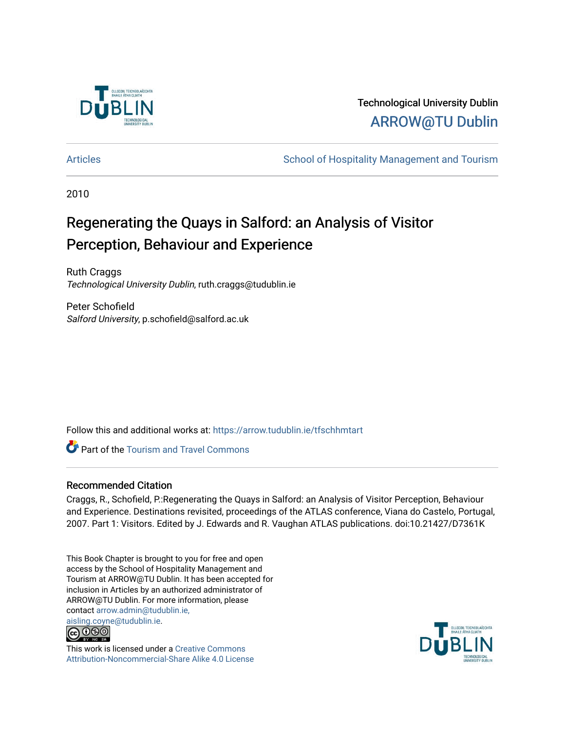Technological University Dublin
ARROW@TU Dublin

Articles | School of Hospitality Management and Tourism

2010

# Regenerating the Quays in Salford: an Analysis of Visitor Perception, Behaviour and Experience

Ruth Craggs
*Technological University Dublin*, ruth.craggs@tudublin.ie

Peter Schofield
*Salford University*, p.schofield@salford.ac.uk

Follow this and additional works at: https://arrow.tudublin.ie/tfschhmtart

Part of the Tourism and Travel Commons

## Recommended Citation

Craggs, R., Schofield, P.:Regenerating the Quays in Salford: an Analysis of Visitor Perception, Behaviour and Experience. Destinations revisited, proceedings of the ATLAS conference, Viana do Castelo, Portugal, 2007. Part 1: Visitors. Edited by J. Edwards and R. Vaughan ATLAS publications. doi:10.21427/D7361K

This Book Chapter is brought to you for free and open access by the School of Hospitality Management and Tourism at ARROW@TU Dublin. It has been accepted for inclusion in Articles by an authorized administrator of ARROW@TU Dublin. For more information, please contact arrow.admin@tudublin.ie, aisling.coyne@tudublin.ie.

This work is licensed under a Creative Commons Attribution-Noncommercial-Share Alike 4.0 License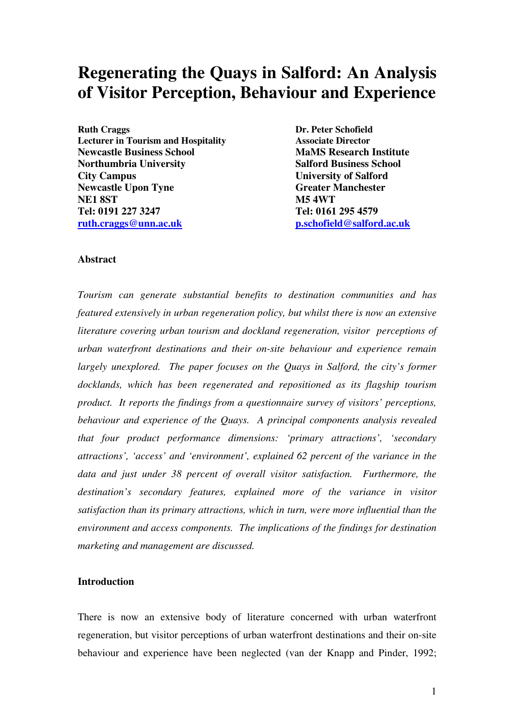# Regenerating the Quays in Salford: An Analysis of Visitor Perception, Behaviour and Experience

**Ruth Craggs**
**Lecturer in Tourism and Hospitality**
**Newcastle Business School**
**Northumbria University**
**City Campus**
**Newcastle Upon Tyne**
**NE1 8ST**
**Tel: 0191 227 3247**
**ruth.craggs@unn.ac.uk**

**Dr. Peter Schofield**
**Associate Director**
**MaMS Research Institute**
**Salford Business School**
**University of Salford**
**Greater Manchester**
**M5 4WT**
**Tel: 0161 295 4579**
**p.schofield@salford.ac.uk**

**Abstract**

*Tourism can generate substantial benefits to destination communities and has featured extensively in urban regeneration policy, but whilst there is now an extensive literature covering urban tourism and dockland regeneration, visitor perceptions of urban waterfront destinations and their on-site behaviour and experience remain largely unexplored. The paper focuses on the Quays in Salford, the city's former docklands, which has been regenerated and repositioned as its flagship tourism product. It reports the findings from a questionnaire survey of visitors' perceptions, behaviour and experience of the Quays. A principal components analysis revealed that four product performance dimensions: 'primary attractions', 'secondary attractions', 'access' and 'environment', explained 62 percent of the variance in the data and just under 38 percent of overall visitor satisfaction. Furthermore, the destination's secondary features, explained more of the variance in visitor satisfaction than its primary attractions, which in turn, were more influential than the environment and access components. The implications of the findings for destination marketing and management are discussed.*

**Introduction**

There is now an extensive body of literature concerned with urban waterfront regeneration, but visitor perceptions of urban waterfront destinations and their on-site behaviour and experience have been neglected (van der Knapp and Pinder, 1992;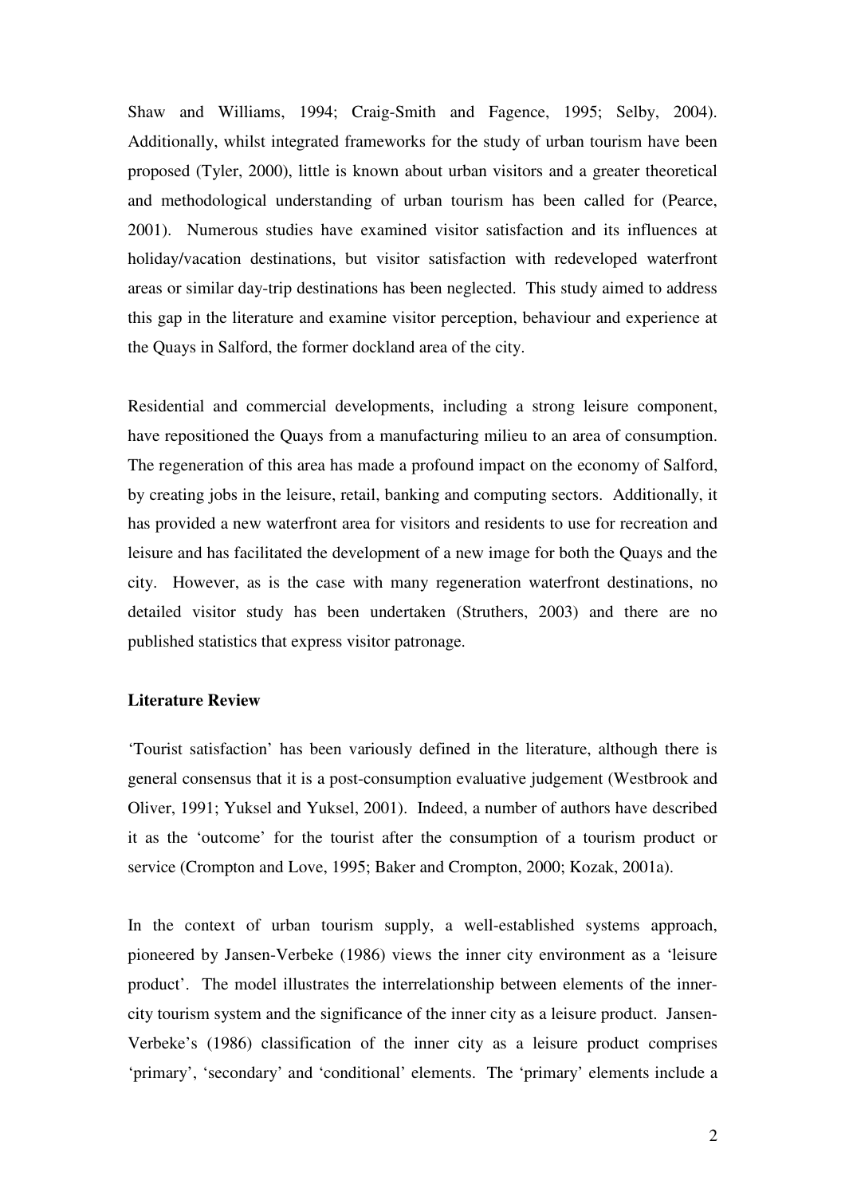Shaw and Williams, 1994; Craig-Smith and Fagence, 1995; Selby, 2004). Additionally, whilst integrated frameworks for the study of urban tourism have been proposed (Tyler, 2000), little is known about urban visitors and a greater theoretical and methodological understanding of urban tourism has been called for (Pearce, 2001). Numerous studies have examined visitor satisfaction and its influences at holiday/vacation destinations, but visitor satisfaction with redeveloped waterfront areas or similar day-trip destinations has been neglected. This study aimed to address this gap in the literature and examine visitor perception, behaviour and experience at the Quays in Salford, the former dockland area of the city.

Residential and commercial developments, including a strong leisure component, have repositioned the Quays from a manufacturing milieu to an area of consumption. The regeneration of this area has made a profound impact on the economy of Salford, by creating jobs in the leisure, retail, banking and computing sectors. Additionally, it has provided a new waterfront area for visitors and residents to use for recreation and leisure and has facilitated the development of a new image for both the Quays and the city. However, as is the case with many regeneration waterfront destinations, no detailed visitor study has been undertaken (Struthers, 2003) and there are no published statistics that express visitor patronage.

**Literature Review**

'Tourist satisfaction' has been variously defined in the literature, although there is general consensus that it is a post-consumption evaluative judgement (Westbrook and Oliver, 1991; Yuksel and Yuksel, 2001). Indeed, a number of authors have described it as the 'outcome' for the tourist after the consumption of a tourism product or service (Crompton and Love, 1995; Baker and Crompton, 2000; Kozak, 2001a).

In the context of urban tourism supply, a well-established systems approach, pioneered by Jansen-Verbeke (1986) views the inner city environment as a 'leisure product'. The model illustrates the interrelationship between elements of the inner-city tourism system and the significance of the inner city as a leisure product. Jansen-Verbeke's (1986) classification of the inner city as a leisure product comprises 'primary', 'secondary' and 'conditional' elements. The 'primary' elements include a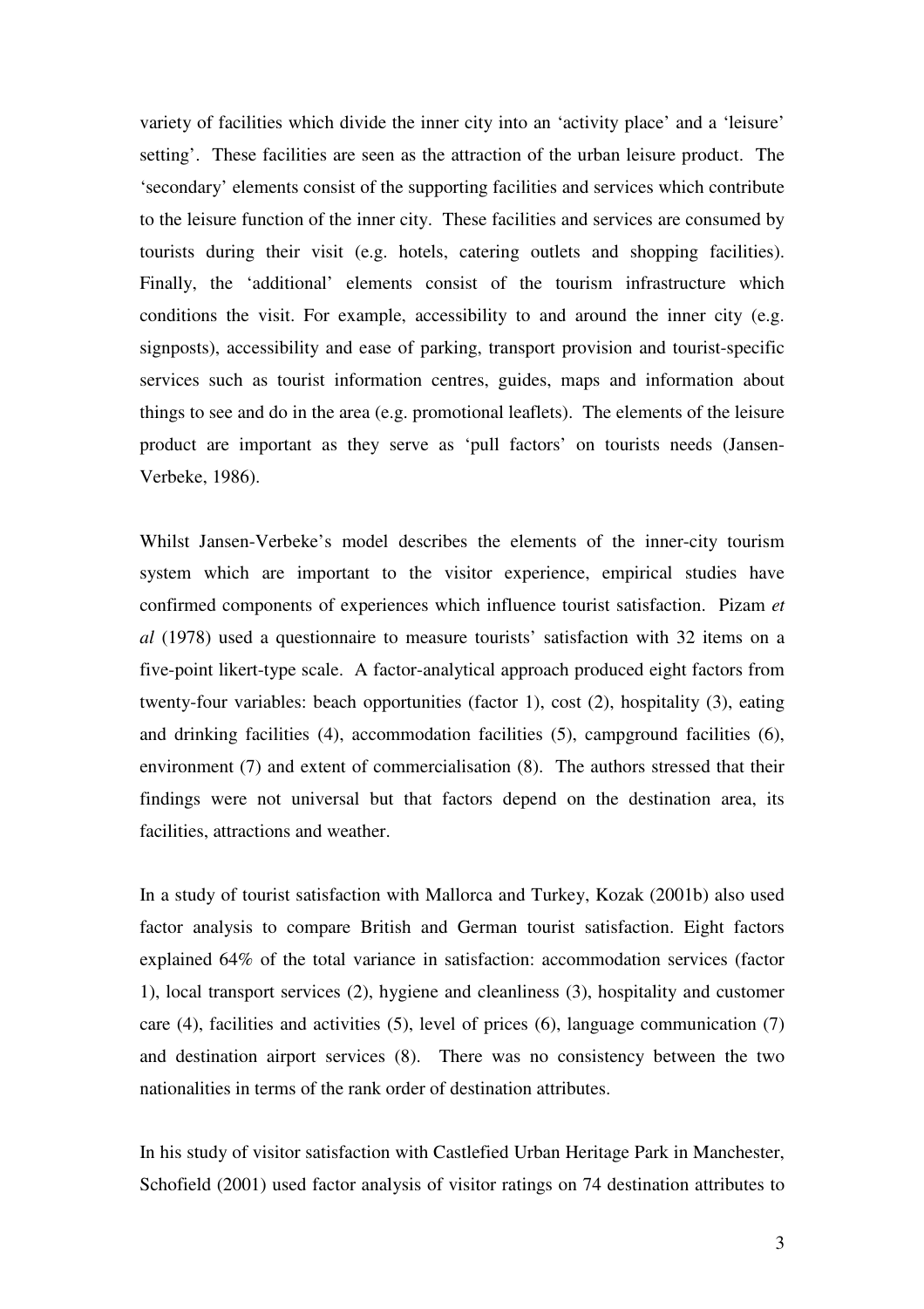variety of facilities which divide the inner city into an 'activity place' and a 'leisure' setting'. These facilities are seen as the attraction of the urban leisure product. The 'secondary' elements consist of the supporting facilities and services which contribute to the leisure function of the inner city. These facilities and services are consumed by tourists during their visit (e.g. hotels, catering outlets and shopping facilities). Finally, the 'additional' elements consist of the tourism infrastructure which conditions the visit. For example, accessibility to and around the inner city (e.g. signposts), accessibility and ease of parking, transport provision and tourist-specific services such as tourist information centres, guides, maps and information about things to see and do in the area (e.g. promotional leaflets). The elements of the leisure product are important as they serve as 'pull factors' on tourists needs (Jansen-Verbeke, 1986).

Whilst Jansen-Verbeke's model describes the elements of the inner-city tourism system which are important to the visitor experience, empirical studies have confirmed components of experiences which influence tourist satisfaction. Pizam *et al* (1978) used a questionnaire to measure tourists' satisfaction with 32 items on a five-point likert-type scale. A factor-analytical approach produced eight factors from twenty-four variables: beach opportunities (factor 1), cost (2), hospitality (3), eating and drinking facilities (4), accommodation facilities (5), campground facilities (6), environment (7) and extent of commercialisation (8). The authors stressed that their findings were not universal but that factors depend on the destination area, its facilities, attractions and weather.

In a study of tourist satisfaction with Mallorca and Turkey, Kozak (2001b) also used factor analysis to compare British and German tourist satisfaction. Eight factors explained 64% of the total variance in satisfaction: accommodation services (factor 1), local transport services (2), hygiene and cleanliness (3), hospitality and customer care (4), facilities and activities (5), level of prices (6), language communication (7) and destination airport services (8). There was no consistency between the two nationalities in terms of the rank order of destination attributes.

In his study of visitor satisfaction with Castlefied Urban Heritage Park in Manchester, Schofield (2001) used factor analysis of visitor ratings on 74 destination attributes to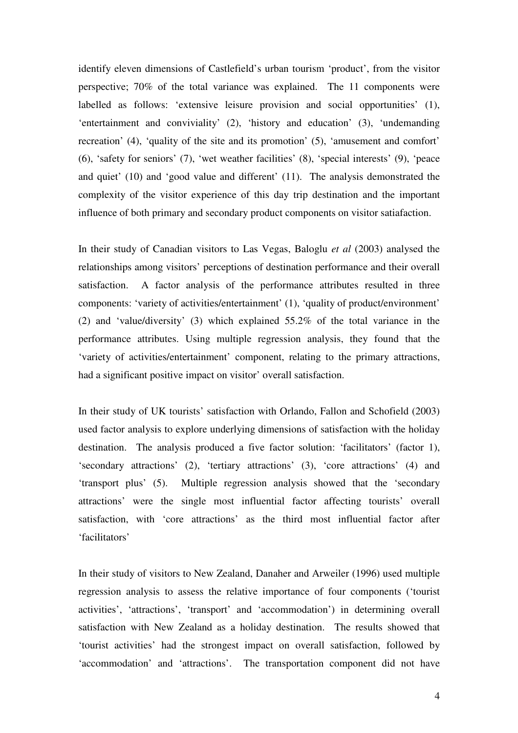identify eleven dimensions of Castlefield's urban tourism 'product', from the visitor perspective; 70% of the total variance was explained. The 11 components were labelled as follows: 'extensive leisure provision and social opportunities' (1), 'entertainment and conviviality' (2), 'history and education' (3), 'undemanding recreation' (4), 'quality of the site and its promotion' (5), 'amusement and comfort' (6), 'safety for seniors' (7), 'wet weather facilities' (8), 'special interests' (9), 'peace and quiet' (10) and 'good value and different' (11). The analysis demonstrated the complexity of the visitor experience of this day trip destination and the important influence of both primary and secondary product components on visitor satiafaction.

In their study of Canadian visitors to Las Vegas, Baloglu *et al* (2003) analysed the relationships among visitors' perceptions of destination performance and their overall satisfaction. A factor analysis of the performance attributes resulted in three components: 'variety of activities/entertainment' (1), 'quality of product/environment' (2) and 'value/diversity' (3) which explained 55.2% of the total variance in the performance attributes. Using multiple regression analysis, they found that the 'variety of activities/entertainment' component, relating to the primary attractions, had a significant positive impact on visitor' overall satisfaction.

In their study of UK tourists' satisfaction with Orlando, Fallon and Schofield (2003) used factor analysis to explore underlying dimensions of satisfaction with the holiday destination. The analysis produced a five factor solution: 'facilitators' (factor 1), 'secondary attractions' (2), 'tertiary attractions' (3), 'core attractions' (4) and 'transport plus' (5). Multiple regression analysis showed that the 'secondary attractions' were the single most influential factor affecting tourists' overall satisfaction, with 'core attractions' as the third most influential factor after 'facilitators'

In their study of visitors to New Zealand, Danaher and Arweiler (1996) used multiple regression analysis to assess the relative importance of four components ('tourist activities', 'attractions', 'transport' and 'accommodation') in determining overall satisfaction with New Zealand as a holiday destination. The results showed that 'tourist activities' had the strongest impact on overall satisfaction, followed by 'accommodation' and 'attractions'. The transportation component did not have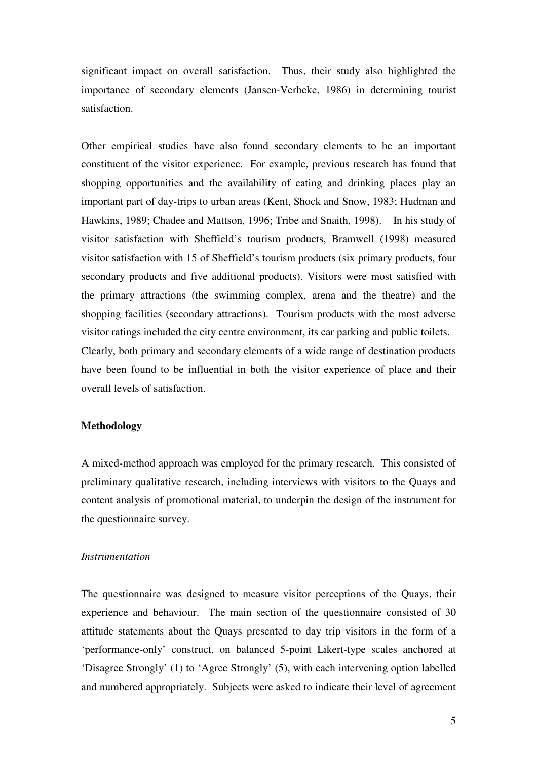significant impact on overall satisfaction. Thus, their study also highlighted the importance of secondary elements (Jansen-Verbeke, 1986) in determining tourist satisfaction.

Other empirical studies have also found secondary elements to be an important constituent of the visitor experience. For example, previous research has found that shopping opportunities and the availability of eating and drinking places play an important part of day-trips to urban areas (Kent, Shock and Snow, 1983; Hudman and Hawkins, 1989; Chadee and Mattson, 1996; Tribe and Snaith, 1998). In his study of visitor satisfaction with Sheffield's tourism products, Bramwell (1998) measured visitor satisfaction with 15 of Sheffield's tourism products (six primary products, four secondary products and five additional products). Visitors were most satisfied with the primary attractions (the swimming complex, arena and the theatre) and the shopping facilities (secondary attractions). Tourism products with the most adverse visitor ratings included the city centre environment, its car parking and public toilets. Clearly, both primary and secondary elements of a wide range of destination products have been found to be influential in both the visitor experience of place and their overall levels of satisfaction.

## Methodology

A mixed-method approach was employed for the primary research. This consisted of preliminary qualitative research, including interviews with visitors to the Quays and content analysis of promotional material, to underpin the design of the instrument for the questionnaire survey.

### *Instrumentation*

The questionnaire was designed to measure visitor perceptions of the Quays, their experience and behaviour. The main section of the questionnaire consisted of 30 attitude statements about the Quays presented to day trip visitors in the form of a 'performance-only' construct, on balanced 5-point Likert-type scales anchored at 'Disagree Strongly' (1) to 'Agree Strongly' (5), with each intervening option labelled and numbered appropriately. Subjects were asked to indicate their level of agreement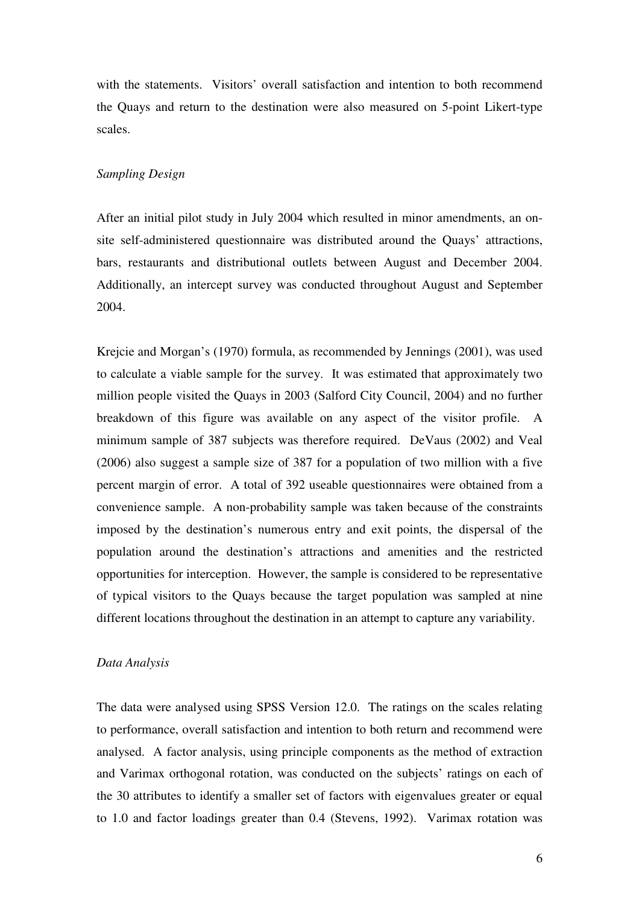with the statements. Visitors' overall satisfaction and intention to both recommend the Quays and return to the destination were also measured on 5-point Likert-type scales.

*Sampling Design*

After an initial pilot study in July 2004 which resulted in minor amendments, an on-site self-administered questionnaire was distributed around the Quays' attractions, bars, restaurants and distributional outlets between August and December 2004. Additionally, an intercept survey was conducted throughout August and September 2004.

Krejcie and Morgan's (1970) formula, as recommended by Jennings (2001), was used to calculate a viable sample for the survey. It was estimated that approximately two million people visited the Quays in 2003 (Salford City Council, 2004) and no further breakdown of this figure was available on any aspect of the visitor profile. A minimum sample of 387 subjects was therefore required. DeVaus (2002) and Veal (2006) also suggest a sample size of 387 for a population of two million with a five percent margin of error. A total of 392 useable questionnaires were obtained from a convenience sample. A non-probability sample was taken because of the constraints imposed by the destination's numerous entry and exit points, the dispersal of the population around the destination's attractions and amenities and the restricted opportunities for interception. However, the sample is considered to be representative of typical visitors to the Quays because the target population was sampled at nine different locations throughout the destination in an attempt to capture any variability.

*Data Analysis*

The data were analysed using SPSS Version 12.0. The ratings on the scales relating to performance, overall satisfaction and intention to both return and recommend were analysed. A factor analysis, using principle components as the method of extraction and Varimax orthogonal rotation, was conducted on the subjects' ratings on each of the 30 attributes to identify a smaller set of factors with eigenvalues greater or equal to 1.0 and factor loadings greater than 0.4 (Stevens, 1992). Varimax rotation was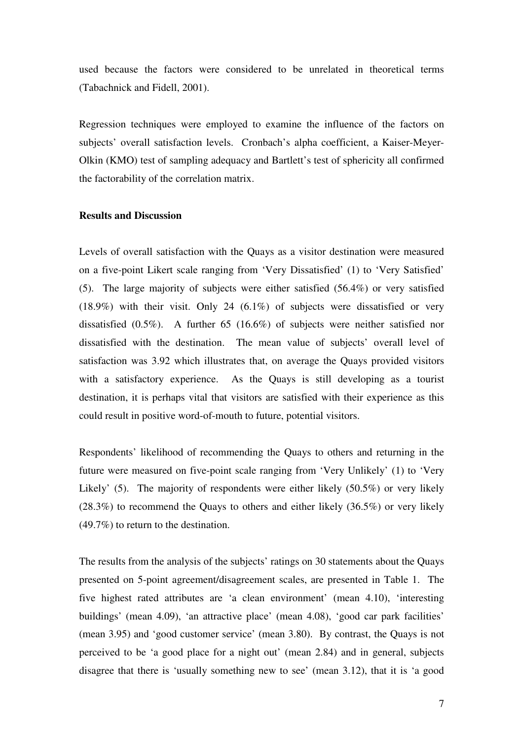used because the factors were considered to be unrelated in theoretical terms (Tabachnick and Fidell, 2001).

Regression techniques were employed to examine the influence of the factors on subjects' overall satisfaction levels. Cronbach's alpha coefficient, a Kaiser-Meyer-Olkin (KMO) test of sampling adequacy and Bartlett's test of sphericity all confirmed the factorability of the correlation matrix.

**Results and Discussion**

Levels of overall satisfaction with the Quays as a visitor destination were measured on a five-point Likert scale ranging from 'Very Dissatisfied' (1) to 'Very Satisfied' (5). The large majority of subjects were either satisfied (56.4%) or very satisfied (18.9%) with their visit. Only 24 (6.1%) of subjects were dissatisfied or very dissatisfied (0.5%). A further 65 (16.6%) of subjects were neither satisfied nor dissatisfied with the destination. The mean value of subjects' overall level of satisfaction was 3.92 which illustrates that, on average the Quays provided visitors with a satisfactory experience. As the Quays is still developing as a tourist destination, it is perhaps vital that visitors are satisfied with their experience as this could result in positive word-of-mouth to future, potential visitors.

Respondents' likelihood of recommending the Quays to others and returning in the future were measured on five-point scale ranging from 'Very Unlikely' (1) to 'Very Likely' (5). The majority of respondents were either likely (50.5%) or very likely (28.3%) to recommend the Quays to others and either likely (36.5%) or very likely (49.7%) to return to the destination.

The results from the analysis of the subjects' ratings on 30 statements about the Quays presented on 5-point agreement/disagreement scales, are presented in Table 1. The five highest rated attributes are 'a clean environment' (mean 4.10), 'interesting buildings' (mean 4.09), 'an attractive place' (mean 4.08), 'good car park facilities' (mean 3.95) and 'good customer service' (mean 3.80). By contrast, the Quays is not perceived to be 'a good place for a night out' (mean 2.84) and in general, subjects disagree that there is 'usually something new to see' (mean 3.12), that it is 'a good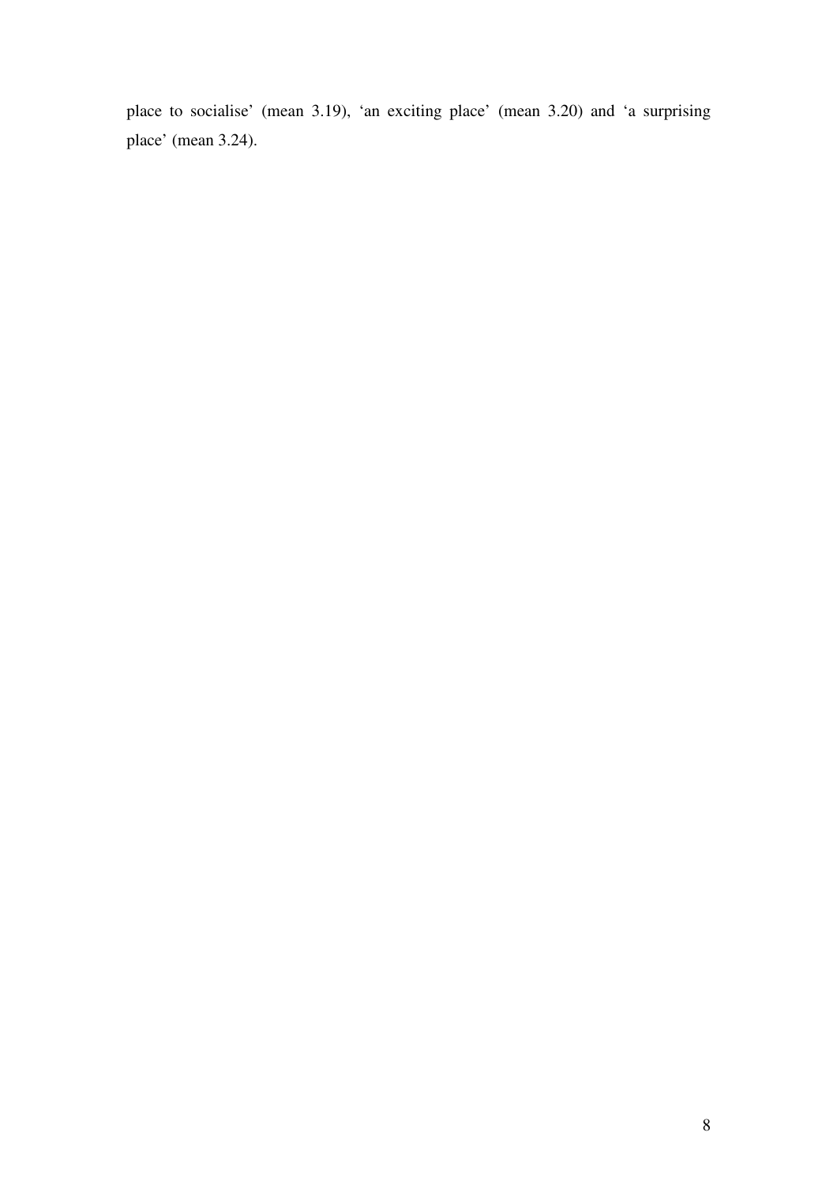place to socialise' (mean 3.19), 'an exciting place' (mean 3.20) and 'a surprising place' (mean 3.24).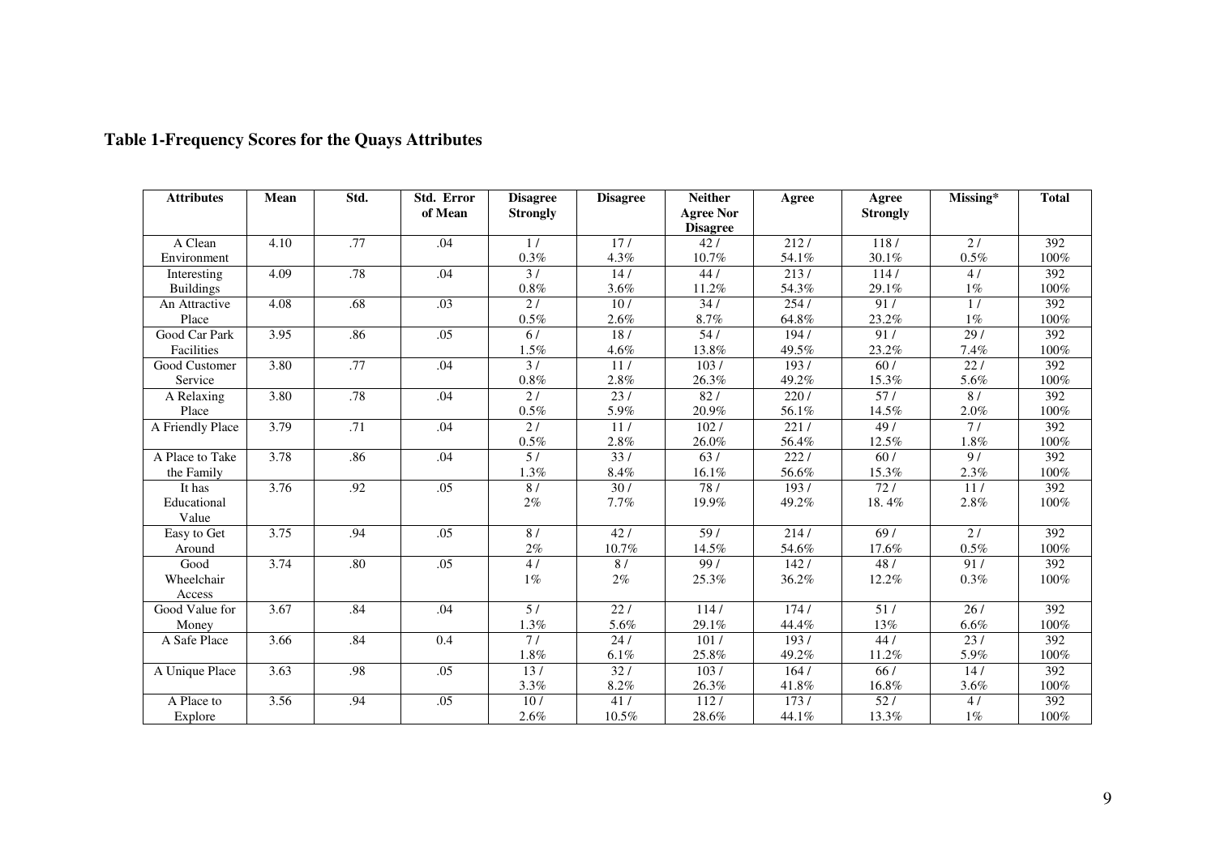**Table 1-Frequency Scores for the Quays Attributes**

| Attributes | Mean | Std. | Std. Error of Mean | Disagree Strongly | Disagree | Neither Agree Nor Disagree | Agree | Agree Strongly | Missing* | Total |
|---|---|---|---|---|---|---|---|---|---|---|
| A Clean Environment | 4.10 | .77 | .04 | 1 / 0.3% | 17 / 4.3% | 42 / 10.7% | 212 / 54.1% | 118 / 30.1% | 2 / 0.5% | 392 100% |
| Interesting Buildings | 4.09 | .78 | .04 | 3 / 0.8% | 14 / 3.6% | 44 / 11.2% | 213 / 54.3% | 114 / 29.1% | 4 / 1% | 392 100% |
| An Attractive Place | 4.08 | .68 | .03 | 2 / 0.5% | 10 / 2.6% | 34 / 8.7% | 254 / 64.8% | 91 / 23.2% | 1 / 1% | 392 100% |
| Good Car Park Facilities | 3.95 | .86 | .05 | 6 / 1.5% | 18 / 4.6% | 54 / 13.8% | 194 / 49.5% | 91 / 23.2% | 29 / 7.4% | 392 100% |
| Good Customer Service | 3.80 | .77 | .04 | 3 / 0.8% | 11 / 2.8% | 103 / 26.3% | 193 / 49.2% | 60 / 15.3% | 22 / 5.6% | 392 100% |
| A Relaxing Place | 3.80 | .78 | .04 | 2 / 0.5% | 23 / 5.9% | 82 / 20.9% | 220 / 56.1% | 57 / 14.5% | 8 / 2.0% | 392 100% |
| A Friendly Place | 3.79 | .71 | .04 | 2 / 0.5% | 11 / 2.8% | 102 / 26.0% | 221 / 56.4% | 49 / 12.5% | 7 / 1.8% | 392 100% |
| A Place to Take the Family | 3.78 | .86 | .04 | 5 / 1.3% | 33 / 8.4% | 63 / 16.1% | 222 / 56.6% | 60 / 15.3% | 9 / 2.3% | 392 100% |
| It has Educational Value | 3.76 | .92 | .05 | 8 / 2% | 30 / 7.7% | 78 / 19.9% | 193 / 49.2% | 72 / 18.4% | 11 / 2.8% | 392 100% |
| Easy to Get Around | 3.75 | .94 | .05 | 8 / 2% | 42 / 10.7% | 59 / 14.5% | 214 / 54.6% | 69 / 17.6% | 2 / 0.5% | 392 100% |
| Good Wheelchair Access | 3.74 | .80 | .05 | 4 / 1% | 8 / 2% | 99 / 25.3% | 142 / 36.2% | 48 / 12.2% | 91 / 0.3% | 392 100% |
| Good Value for Money | 3.67 | .84 | .04 | 5 / 1.3% | 22 / 5.6% | 114 / 29.1% | 174 / 44.4% | 51 / 13% | 26 / 6.6% | 392 100% |
| A Safe Place | 3.66 | .84 | 0.4 | 7 / 1.8% | 24 / 6.1% | 101 / 25.8% | 193 / 49.2% | 44 / 11.2% | 23 / 5.9% | 392 100% |
| A Unique Place | 3.63 | .98 | .05 | 13 / 3.3% | 32 / 8.2% | 103 / 26.3% | 164 / 41.8% | 66 / 16.8% | 14 / 3.6% | 392 100% |
| A Place to Explore | 3.56 | .94 | .05 | 10 / 2.6% | 41 / 10.5% | 112 / 28.6% | 173 / 44.1% | 52 / 13.3% | 4 / 1% | 392 100% |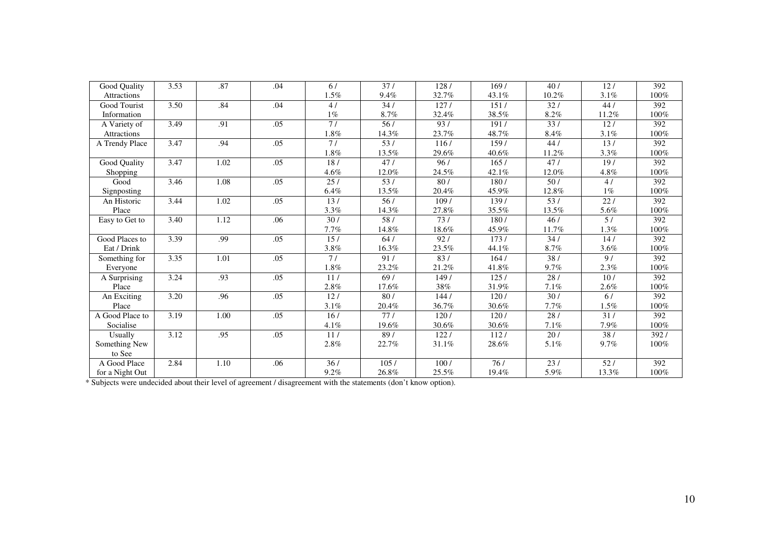| | | | | | | | | | | |
|---|---|---|---|---|---|---|---|---|---|---|
| Good Quality Attractions | 3.53 | .87 | .04 | 6 / 1.5% | 37 / 9.4% | 128 / 32.7% | 169 / 43.1% | 40 / 10.2% | 12 / 3.1% | 392 100% |
| Good Tourist Information | 3.50 | .84 | .04 | 4 / 1% | 34 / 8.7% | 127 / 32.4% | 151 / 38.5% | 32 / 8.2% | 44 / 11.2% | 392 100% |
| A Variety of Attractions | 3.49 | .91 | .05 | 7 / 1.8% | 56 / 14.3% | 93 / 23.7% | 191 / 48.7% | 33 / 8.4% | 12 / 3.1% | 392 100% |
| A Trendy Place | 3.47 | .94 | .05 | 7 / 1.8% | 53 / 13.5% | 116 / 29.6% | 159 / 40.6% | 44 / 11.2% | 13 / 3.3% | 392 100% |
| Good Quality Shopping | 3.47 | 1.02 | .05 | 18 / 4.6% | 47 / 12.0% | 96 / 24.5% | 165 / 42.1% | 47 / 12.0% | 19 / 4.8% | 392 100% |
| Good Signposting | 3.46 | 1.08 | .05 | 25 / 6.4% | 53 / 13.5% | 80 / 20.4% | 180 / 45.9% | 50 / 12.8% | 4 / 1% | 392 100% |
| An Historic Place | 3.44 | 1.02 | .05 | 13 / 3.3% | 56 / 14.3% | 109 / 27.8% | 139 / 35.5% | 53 / 13.5% | 22 / 5.6% | 392 100% |
| Easy to Get to | 3.40 | 1.12 | .06 | 30 / 7.7% | 58 / 14.8% | 73 / 18.6% | 180 / 45.9% | 46 / 11.7% | 5 / 1.3% | 392 100% |
| Good Places to Eat / Drink | 3.39 | .99 | .05 | 15 / 3.8% | 64 / 16.3% | 92 / 23.5% | 173 / 44.1% | 34 / 8.7% | 14 / 3.6% | 392 100% |
| Something for Everyone | 3.35 | 1.01 | .05 | 7 / 1.8% | 91 / 23.2% | 83 / 21.2% | 164 / 41.8% | 38 / 9.7% | 9 / 2.3% | 392 100% |
| A Surprising Place | 3.24 | .93 | .05 | 11 / 2.8% | 69 / 17.6% | 149 / 38% | 125 / 31.9% | 28 / 7.1% | 10 / 2.6% | 392 100% |
| An Exciting Place | 3.20 | .96 | .05 | 12 / 3.1% | 80 / 20.4% | 144 / 36.7% | 120 / 30.6% | 30 / 7.7% | 6 / 1.5% | 392 100% |
| A Good Place to Socialise | 3.19 | 1.00 | .05 | 16 / 4.1% | 77 / 19.6% | 120 / 30.6% | 120 / 30.6% | 28 / 7.1% | 31 / 7.9% | 392 100% |
| Usually Something New to See | 3.12 | .95 | .05 | 11 / 2.8% | 89 / 22.7% | 122 / 31.1% | 112 / 28.6% | 20 / 5.1% | 38 / 9.7% | 392 / 100% |
| A Good Place for a Night Out | 2.84 | 1.10 | .06 | 36 / 9.2% | 105 / 26.8% | 100 / 25.5% | 76 / 19.4% | 23 / 5.9% | 52 / 13.3% | 392 100% |

* Subjects were undecided about their level of agreement / disagreement with the statements (don't know option).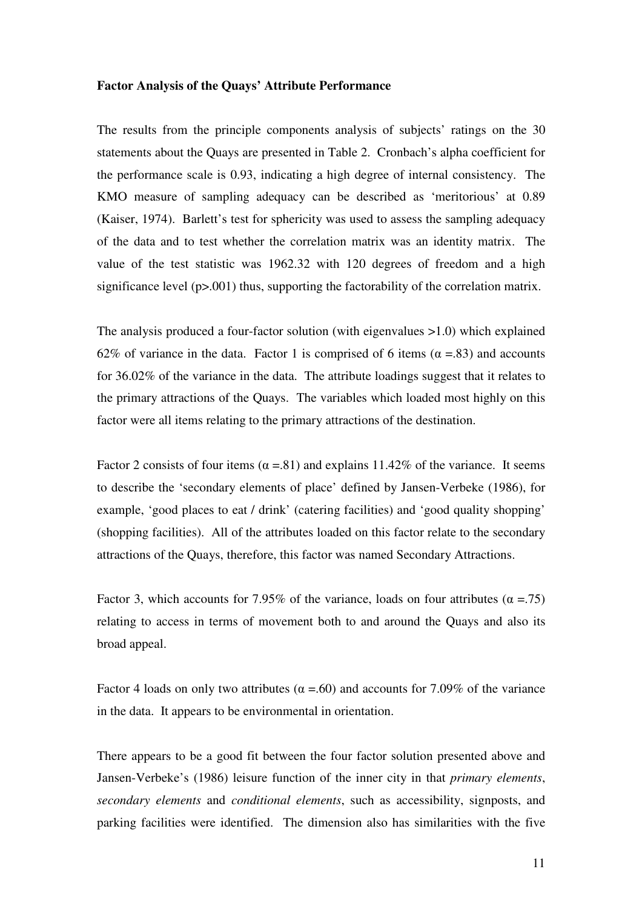**Factor Analysis of the Quays' Attribute Performance**

The results from the principle components analysis of subjects' ratings on the 30 statements about the Quays are presented in Table 2. Cronbach's alpha coefficient for the performance scale is 0.93, indicating a high degree of internal consistency. The KMO measure of sampling adequacy can be described as 'meritorious' at 0.89 (Kaiser, 1974). Barlett's test for sphericity was used to assess the sampling adequacy of the data and to test whether the correlation matrix was an identity matrix. The value of the test statistic was 1962.32 with 120 degrees of freedom and a high significance level ($p>.001$) thus, supporting the factorability of the correlation matrix.

The analysis produced a four-factor solution (with eigenvalues >1.0) which explained 62% of variance in the data. Factor 1 is comprised of 6 items ($\alpha$ =.83) and accounts for 36.02% of the variance in the data. The attribute loadings suggest that it relates to the primary attractions of the Quays. The variables which loaded most highly on this factor were all items relating to the primary attractions of the destination.

Factor 2 consists of four items ($\alpha$ =.81) and explains 11.42% of the variance. It seems to describe the 'secondary elements of place' defined by Jansen-Verbeke (1986), for example, 'good places to eat / drink' (catering facilities) and 'good quality shopping' (shopping facilities). All of the attributes loaded on this factor relate to the secondary attractions of the Quays, therefore, this factor was named Secondary Attractions.

Factor 3, which accounts for 7.95% of the variance, loads on four attributes ($\alpha$ =.75) relating to access in terms of movement both to and around the Quays and also its broad appeal.

Factor 4 loads on only two attributes ($\alpha$ =.60) and accounts for 7.09% of the variance in the data. It appears to be environmental in orientation.

There appears to be a good fit between the four factor solution presented above and Jansen-Verbeke's (1986) leisure function of the inner city in that *primary elements*, *secondary elements* and *conditional elements*, such as accessibility, signposts, and parking facilities were identified. The dimension also has similarities with the five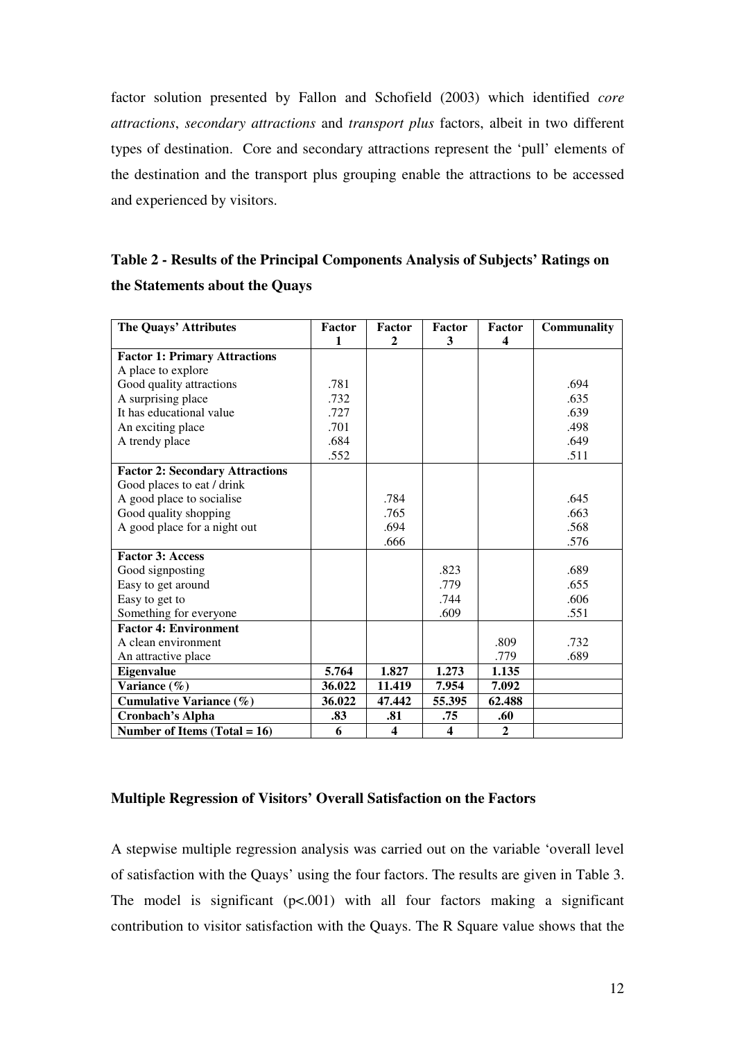factor solution presented by Fallon and Schofield (2003) which identified *core attractions*, *secondary attractions* and *transport plus* factors, albeit in two different types of destination. Core and secondary attractions represent the 'pull' elements of the destination and the transport plus grouping enable the attractions to be accessed and experienced by visitors.

**Table 2 - Results of the Principal Components Analysis of Subjects' Ratings on the Statements about the Quays**

| The Quays' Attributes | Factor 1 | Factor 2 | Factor 3 | Factor 4 | Communality |
|---|---|---|---|---|---|
| **Factor 1: Primary Attractions** | | | | | |
| A place to explore | | | | | |
| Good quality attractions | .781 | | | | .694 |
| A surprising place | .732 | | | | .635 |
| It has educational value | .727 | | | | .639 |
| An exciting place | .701 | | | | .498 |
| A trendy place | .684 | | | | .649 |
| | .552 | | | | .511 |
| **Factor 2: Secondary Attractions** | | | | | |
| Good places to eat / drink | | | | | |
| A good place to socialise | | .784 | | | .645 |
| Good quality shopping | | .765 | | | .663 |
| A good place for a night out | | .694 | | | .568 |
| | | .666 | | | .576 |
| **Factor 3: Access** | | | | | |
| Good signposting | | | .823 | | .689 |
| Easy to get around | | | .779 | | .655 |
| Easy to get to | | | .744 | | .606 |
| Something for everyone | | | .609 | | .551 |
| **Factor 4: Environment** | | | | | |
| A clean environment | | | | .809 | .732 |
| An attractive place | | | | .779 | .689 |
| **Eigenvalue** | **5.764** | **1.827** | **1.273** | **1.135** | |
| **Variance (%)** | **36.022** | **11.419** | **7.954** | **7.092** | |
| **Cumulative Variance (%)** | **36.022** | **47.442** | **55.395** | **62.488** | |
| **Cronbach's Alpha** | **.83** | **.81** | **.75** | **.60** | |
| **Number of Items (Total = 16)** | **6** | **4** | **4** | **2** | |

### Multiple Regression of Visitors' Overall Satisfaction on the Factors

A stepwise multiple regression analysis was carried out on the variable 'overall level of satisfaction with the Quays' using the four factors. The results are given in Table 3. The model is significant ($p<.001$) with all four factors making a significant contribution to visitor satisfaction with the Quays. The R Square value shows that the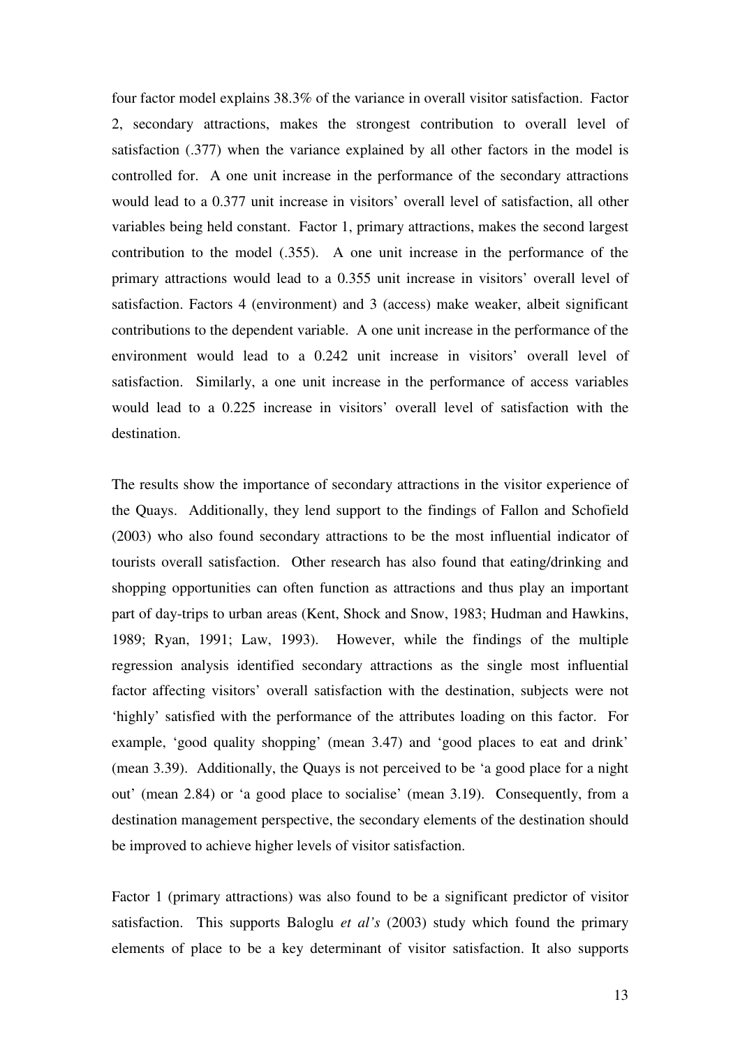four factor model explains 38.3% of the variance in overall visitor satisfaction. Factor 2, secondary attractions, makes the strongest contribution to overall level of satisfaction (.377) when the variance explained by all other factors in the model is controlled for. A one unit increase in the performance of the secondary attractions would lead to a 0.377 unit increase in visitors' overall level of satisfaction, all other variables being held constant. Factor 1, primary attractions, makes the second largest contribution to the model (.355). A one unit increase in the performance of the primary attractions would lead to a 0.355 unit increase in visitors' overall level of satisfaction. Factors 4 (environment) and 3 (access) make weaker, albeit significant contributions to the dependent variable. A one unit increase in the performance of the environment would lead to a 0.242 unit increase in visitors' overall level of satisfaction. Similarly, a one unit increase in the performance of access variables would lead to a 0.225 increase in visitors' overall level of satisfaction with the destination.

The results show the importance of secondary attractions in the visitor experience of the Quays. Additionally, they lend support to the findings of Fallon and Schofield (2003) who also found secondary attractions to be the most influential indicator of tourists overall satisfaction. Other research has also found that eating/drinking and shopping opportunities can often function as attractions and thus play an important part of day-trips to urban areas (Kent, Shock and Snow, 1983; Hudman and Hawkins, 1989; Ryan, 1991; Law, 1993). However, while the findings of the multiple regression analysis identified secondary attractions as the single most influential factor affecting visitors' overall satisfaction with the destination, subjects were not 'highly' satisfied with the performance of the attributes loading on this factor. For example, 'good quality shopping' (mean 3.47) and 'good places to eat and drink' (mean 3.39). Additionally, the Quays is not perceived to be 'a good place for a night out' (mean 2.84) or 'a good place to socialise' (mean 3.19). Consequently, from a destination management perspective, the secondary elements of the destination should be improved to achieve higher levels of visitor satisfaction.

Factor 1 (primary attractions) was also found to be a significant predictor of visitor satisfaction. This supports Baloglu *et al's* (2003) study which found the primary elements of place to be a key determinant of visitor satisfaction. It also supports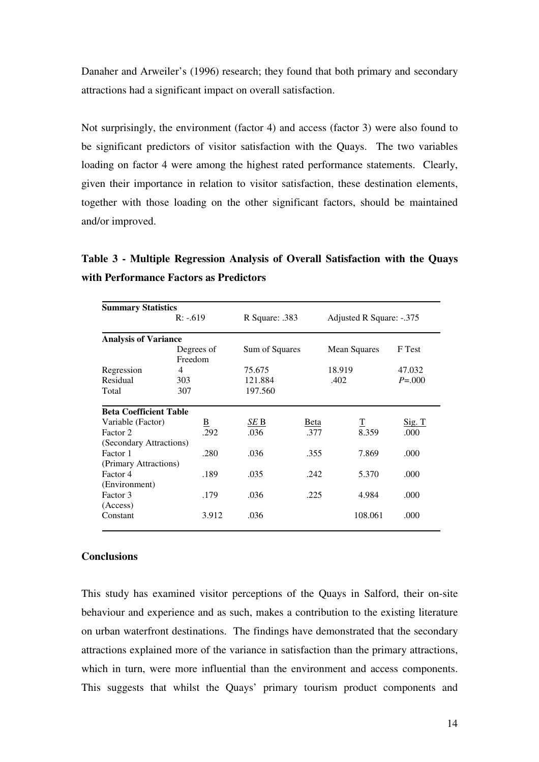Danaher and Arweiler's (1996) research; they found that both primary and secondary attractions had a significant impact on overall satisfaction.

Not surprisingly, the environment (factor 4) and access (factor 3) were also found to be significant predictors of visitor satisfaction with the Quays. The two variables loading on factor 4 were among the highest rated performance statements. Clearly, given their importance in relation to visitor satisfaction, these destination elements, together with those loading on the other significant factors, should be maintained and/or improved.

**Table 3 - Multiple Regression Analysis of Overall Satisfaction with the Quays with Performance Factors as Predictors**

| **Summary Statistics** | | | | | |
|---|---|---|---|---|---|
| | R: -.619 | R Square: .383 | | Adjusted R Square: -.375 | |
| **Analysis of Variance** | | | | | |
| | Degrees of Freedom | Sum of Squares | | Mean Squares | F Test |
| Regression | 4 | 75.675 | | 18.919 | 47.032 |
| Residual | 303 | 121.884 | | .402 | *P*=.000 |
| Total | 307 | 197.560 | | | |
| **Beta Coefficient Table** | | | | | |
| Variable (Factor) | B | *SE* B | Beta | T | Sig. T |
| Factor 2 (Secondary Attractions) | .292 | .036 | .377 | 8.359 | .000 |
| Factor 1 (Primary Attractions) | .280 | .036 | .355 | 7.869 | .000 |
| Factor 4 (Environment) | .189 | .035 | .242 | 5.370 | .000 |
| Factor 3 (Access) | .179 | .036 | .225 | 4.984 | .000 |
| Constant | 3.912 | .036 | | 108.061 | .000 |

## Conclusions

This study has examined visitor perceptions of the Quays in Salford, their on-site behaviour and experience and as such, makes a contribution to the existing literature on urban waterfront destinations. The findings have demonstrated that the secondary attractions explained more of the variance in satisfaction than the primary attractions, which in turn, were more influential than the environment and access components. This suggests that whilst the Quays' primary tourism product components and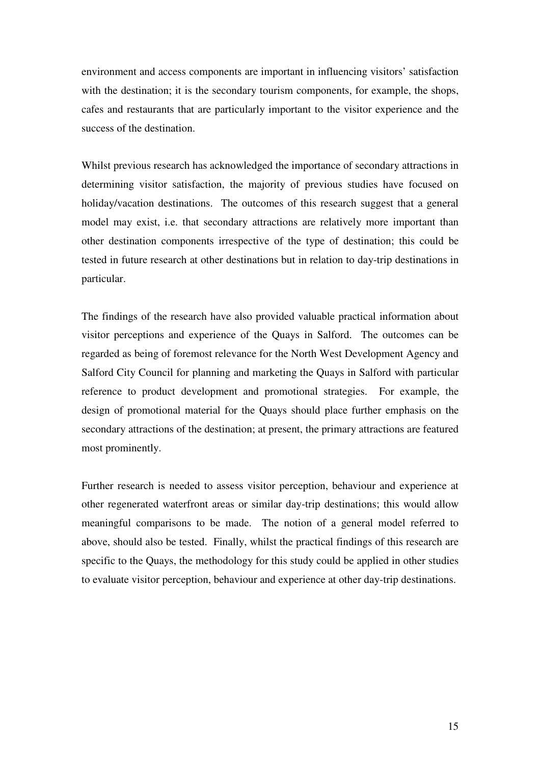environment and access components are important in influencing visitors' satisfaction with the destination; it is the secondary tourism components, for example, the shops, cafes and restaurants that are particularly important to the visitor experience and the success of the destination.

Whilst previous research has acknowledged the importance of secondary attractions in determining visitor satisfaction, the majority of previous studies have focused on holiday/vacation destinations. The outcomes of this research suggest that a general model may exist, i.e. that secondary attractions are relatively more important than other destination components irrespective of the type of destination; this could be tested in future research at other destinations but in relation to day-trip destinations in particular.

The findings of the research have also provided valuable practical information about visitor perceptions and experience of the Quays in Salford. The outcomes can be regarded as being of foremost relevance for the North West Development Agency and Salford City Council for planning and marketing the Quays in Salford with particular reference to product development and promotional strategies. For example, the design of promotional material for the Quays should place further emphasis on the secondary attractions of the destination; at present, the primary attractions are featured most prominently.

Further research is needed to assess visitor perception, behaviour and experience at other regenerated waterfront areas or similar day-trip destinations; this would allow meaningful comparisons to be made. The notion of a general model referred to above, should also be tested. Finally, whilst the practical findings of this research are specific to the Quays, the methodology for this study could be applied in other studies to evaluate visitor perception, behaviour and experience at other day-trip destinations.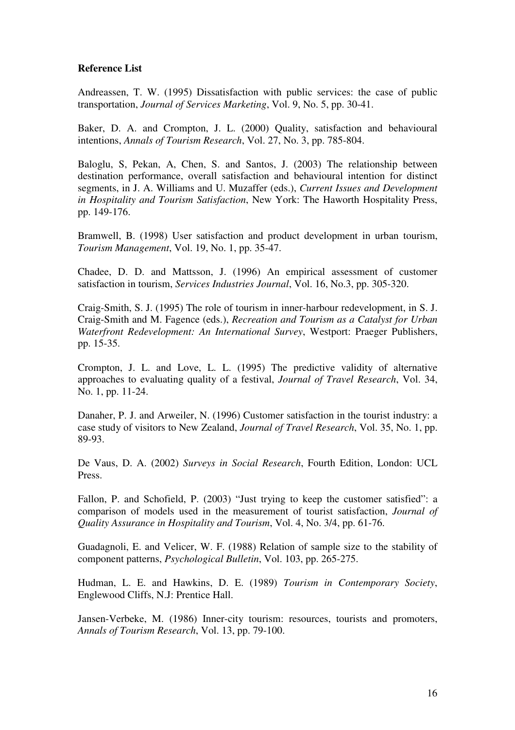**Reference List**

Andreassen, T. W. (1995) Dissatisfaction with public services: the case of public transportation, *Journal of Services Marketing*, Vol. 9, No. 5, pp. 30-41.

Baker, D. A. and Crompton, J. L. (2000) Quality, satisfaction and behavioural intentions, *Annals of Tourism Research*, Vol. 27, No. 3, pp. 785-804.

Baloglu, S, Pekan, A, Chen, S. and Santos, J. (2003) The relationship between destination performance, overall satisfaction and behavioural intention for distinct segments, in J. A. Williams and U. Muzaffer (eds.), *Current Issues and Development in Hospitality and Tourism Satisfaction*, New York: The Haworth Hospitality Press, pp. 149-176.

Bramwell, B. (1998) User satisfaction and product development in urban tourism, *Tourism Management*, Vol. 19, No. 1, pp. 35-47.

Chadee, D. D. and Mattsson, J. (1996) An empirical assessment of customer satisfaction in tourism, *Services Industries Journal*, Vol. 16, No.3, pp. 305-320.

Craig-Smith, S. J. (1995) The role of tourism in inner-harbour redevelopment, in S. J. Craig-Smith and M. Fagence (eds.), *Recreation and Tourism as a Catalyst for Urban Waterfront Redevelopment: An International Survey*, Westport: Praeger Publishers, pp. 15-35.

Crompton, J. L. and Love, L. L. (1995) The predictive validity of alternative approaches to evaluating quality of a festival, *Journal of Travel Research*, Vol. 34, No. 1, pp. 11-24.

Danaher, P. J. and Arweiler, N. (1996) Customer satisfaction in the tourist industry: a case study of visitors to New Zealand, *Journal of Travel Research*, Vol. 35, No. 1, pp. 89-93.

De Vaus, D. A. (2002) *Surveys in Social Research*, Fourth Edition, London: UCL Press.

Fallon, P. and Schofield, P. (2003) "Just trying to keep the customer satisfied": a comparison of models used in the measurement of tourist satisfaction, *Journal of Quality Assurance in Hospitality and Tourism*, Vol. 4, No. 3/4, pp. 61-76.

Guadagnoli, E. and Velicer, W. F. (1988) Relation of sample size to the stability of component patterns, *Psychological Bulletin*, Vol. 103, pp. 265-275.

Hudman, L. E. and Hawkins, D. E. (1989) *Tourism in Contemporary Society*, Englewood Cliffs, N.J: Prentice Hall.

Jansen-Verbeke, M. (1986) Inner-city tourism: resources, tourists and promoters, *Annals of Tourism Research*, Vol. 13, pp. 79-100.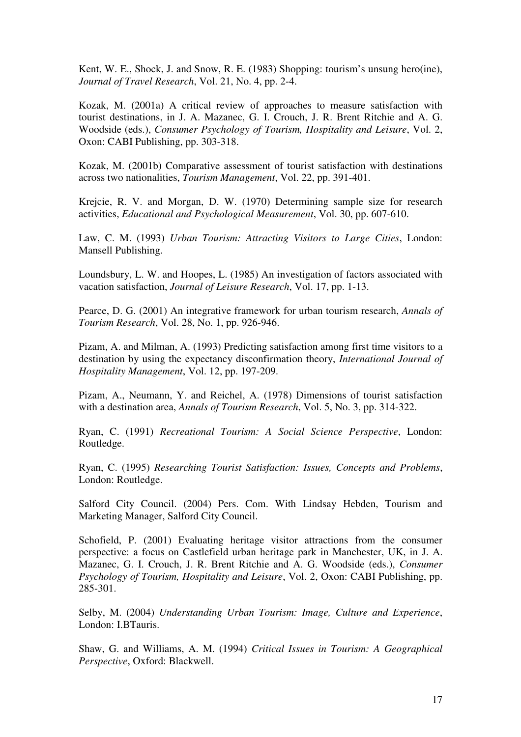Kent, W. E., Shock, J. and Snow, R. E. (1983) Shopping: tourism's unsung hero(ine), *Journal of Travel Research*, Vol. 21, No. 4, pp. 2-4.

Kozak, M. (2001a) A critical review of approaches to measure satisfaction with tourist destinations, in J. A. Mazanec, G. I. Crouch, J. R. Brent Ritchie and A. G. Woodside (eds.), *Consumer Psychology of Tourism, Hospitality and Leisure*, Vol. 2, Oxon: CABI Publishing, pp. 303-318.

Kozak, M. (2001b) Comparative assessment of tourist satisfaction with destinations across two nationalities, *Tourism Management*, Vol. 22, pp. 391-401.

Krejcie, R. V. and Morgan, D. W. (1970) Determining sample size for research activities, *Educational and Psychological Measurement*, Vol. 30, pp. 607-610.

Law, C. M. (1993) *Urban Tourism: Attracting Visitors to Large Cities*, London: Mansell Publishing.

Loundsbury, L. W. and Hoopes, L. (1985) An investigation of factors associated with vacation satisfaction, *Journal of Leisure Research*, Vol. 17, pp. 1-13.

Pearce, D. G. (2001) An integrative framework for urban tourism research, *Annals of Tourism Research*, Vol. 28, No. 1, pp. 926-946.

Pizam, A. and Milman, A. (1993) Predicting satisfaction among first time visitors to a destination by using the expectancy disconfirmation theory, *International Journal of Hospitality Management*, Vol. 12, pp. 197-209.

Pizam, A., Neumann, Y. and Reichel, A. (1978) Dimensions of tourist satisfaction with a destination area, *Annals of Tourism Research*, Vol. 5, No. 3, pp. 314-322.

Ryan, C. (1991) *Recreational Tourism: A Social Science Perspective*, London: Routledge.

Ryan, C. (1995) *Researching Tourist Satisfaction: Issues, Concepts and Problems*, London: Routledge.

Salford City Council. (2004) Pers. Com. With Lindsay Hebden, Tourism and Marketing Manager, Salford City Council.

Schofield, P. (2001) Evaluating heritage visitor attractions from the consumer perspective: a focus on Castlefield urban heritage park in Manchester, UK, in J. A. Mazanec, G. I. Crouch, J. R. Brent Ritchie and A. G. Woodside (eds.), *Consumer Psychology of Tourism, Hospitality and Leisure*, Vol. 2, Oxon: CABI Publishing, pp. 285-301.

Selby, M. (2004) *Understanding Urban Tourism: Image, Culture and Experience*, London: I.BTauris.

Shaw, G. and Williams, A. M. (1994) *Critical Issues in Tourism: A Geographical Perspective*, Oxford: Blackwell.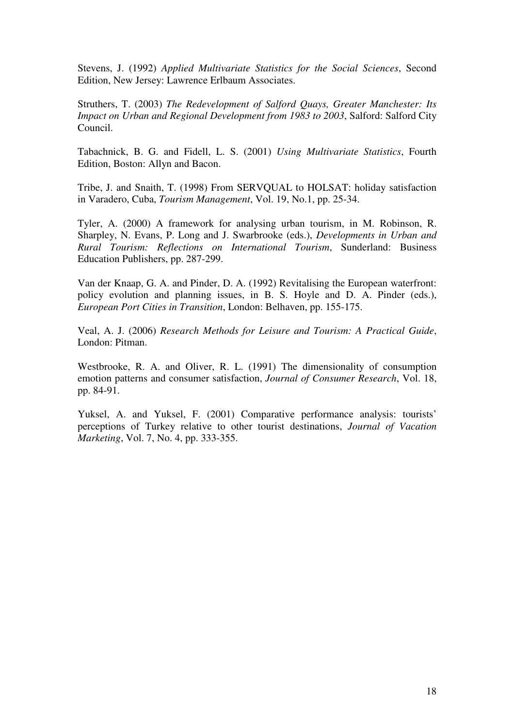Stevens, J. (1992) *Applied Multivariate Statistics for the Social Sciences*, Second Edition, New Jersey: Lawrence Erlbaum Associates.

Struthers, T. (2003) *The Redevelopment of Salford Quays, Greater Manchester: Its Impact on Urban and Regional Development from 1983 to 2003*, Salford: Salford City Council.

Tabachnick, B. G. and Fidell, L. S. (2001) *Using Multivariate Statistics*, Fourth Edition, Boston: Allyn and Bacon.

Tribe, J. and Snaith, T. (1998) From SERVQUAL to HOLSAT: holiday satisfaction in Varadero, Cuba, *Tourism Management*, Vol. 19, No.1, pp. 25-34.

Tyler, A. (2000) A framework for analysing urban tourism, in M. Robinson, R. Sharpley, N. Evans, P. Long and J. Swarbrooke (eds.), *Developments in Urban and Rural Tourism: Reflections on International Tourism*, Sunderland: Business Education Publishers, pp. 287-299.

Van der Knaap, G. A. and Pinder, D. A. (1992) Revitalising the European waterfront: policy evolution and planning issues, in B. S. Hoyle and D. A. Pinder (eds.), *European Port Cities in Transition*, London: Belhaven, pp. 155-175.

Veal, A. J. (2006) *Research Methods for Leisure and Tourism: A Practical Guide*, London: Pitman.

Westbrooke, R. A. and Oliver, R. L. (1991) The dimensionality of consumption emotion patterns and consumer satisfaction, *Journal of Consumer Research*, Vol. 18, pp. 84-91.

Yuksel, A. and Yuksel, F. (2001) Comparative performance analysis: tourists' perceptions of Turkey relative to other tourist destinations, *Journal of Vacation Marketing*, Vol. 7, No. 4, pp. 333-355.